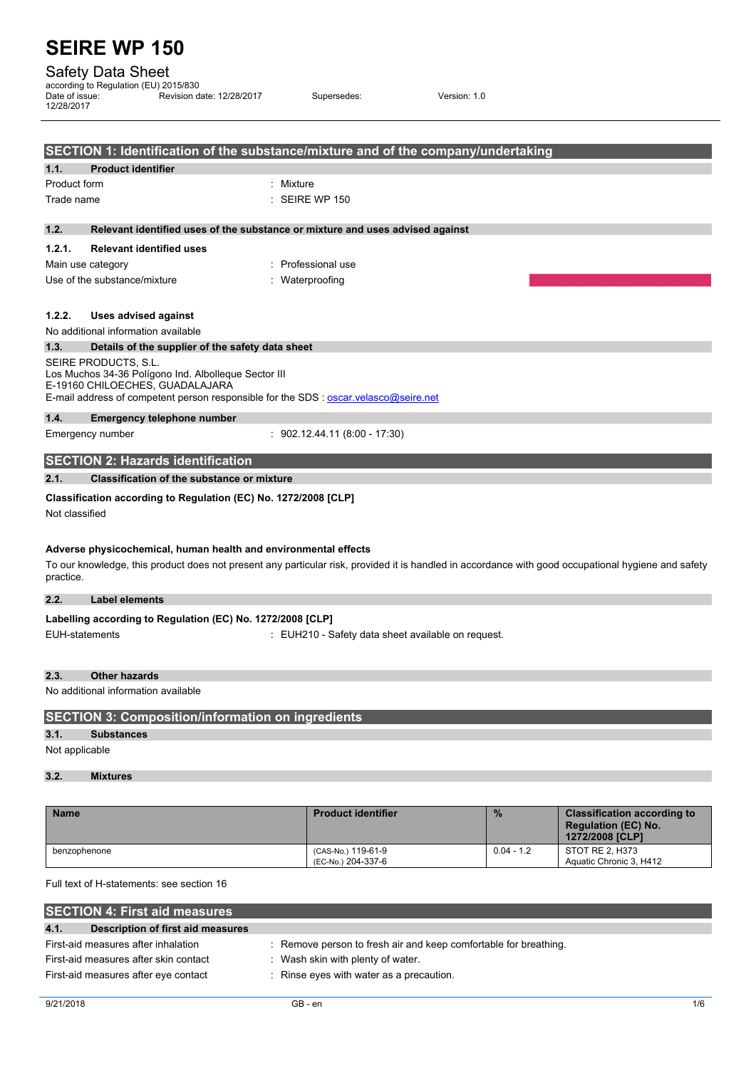# SEIRE WP 150

## Safety Data Sheet

according to Regulation (EU) 2015/830

Date of issue: 12/28/2017 | Revision date: 12/28/2017 | Supersedes: | Version: 1.0

## SECTION 1: Identification of the substance/mixture and of the company/undertaking

### 1.1. Product identifier

Product form : Mixture

Trade name : SEIRE WP 150

### 1.2. Relevant identified uses of the substance or mixture and uses advised against

#### 1.2.1. Relevant identified uses

Main use category : Professional use

Use of the substance/mixture : Waterproofing

#### 1.2.2. Uses advised against

No additional information available

### 1.3. Details of the supplier of the safety data sheet

SEIRE PRODUCTS, S.L.
Los Muchos 34-36 Polígono Ind. Albolleque Sector III
E-19160 CHILOECHES, GUADALAJARA
E-mail address of competent person responsible for the SDS : oscar.velasco@seire.net

### 1.4. Emergency telephone number

Emergency number : 902.12.44.11 (8:00 - 17:30)

## SECTION 2: Hazards identification

### 2.1. Classification of the substance or mixture

**Classification according to Regulation (EC) No. 1272/2008 [CLP]**

Not classified

**Adverse physicochemical, human health and environmental effects**

To our knowledge, this product does not present any particular risk, provided it is handled in accordance with good occupational hygiene and safety practice.

### 2.2. Label elements

**Labelling according to Regulation (EC) No. 1272/2008 [CLP]**

EUH-statements : EUH210 - Safety data sheet available on request.

### 2.3. Other hazards

No additional information available

## SECTION 3: Composition/information on ingredients

### 3.1. Substances

Not applicable

### 3.2. Mixtures

| Name | Product identifier | % | Classification according to Regulation (EC) No. 1272/2008 [CLP] |
|---|---|---|---|
| benzophenone | (CAS-No.) 119-61-9<br>(EC-No.) 204-337-6 | 0.04 - 1.2 | STOT RE 2, H373<br>Aquatic Chronic 3, H412 |

Full text of H-statements: see section 16

## SECTION 4: First aid measures

### 4.1. Description of first aid measures

First-aid measures after inhalation : Remove person to fresh air and keep comfortable for breathing.

First-aid measures after skin contact : Wash skin with plenty of water.

First-aid measures after eye contact : Rinse eyes with water as a precaution.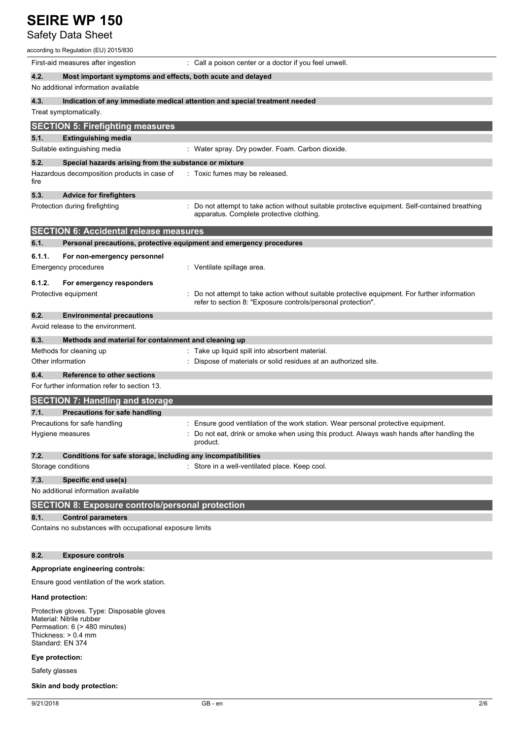First-aid measures after ingestion : Call a poison center or a doctor if you feel unwell.

### 4.2. Most important symptoms and effects, both acute and delayed

No additional information available

### 4.3. Indication of any immediate medical attention and special treatment needed

Treat symptomatically.

## SECTION 5: Firefighting measures

### 5.1. Extinguishing media

Suitable extinguishing media : Water spray. Dry powder. Foam. Carbon dioxide.

### 5.2. Special hazards arising from the substance or mixture

Hazardous decomposition products in case of fire : Toxic fumes may be released.

### 5.3. Advice for firefighters

Protection during firefighting : Do not attempt to take action without suitable protective equipment. Self-contained breathing apparatus. Complete protective clothing.

## SECTION 6: Accidental release measures

### 6.1. Personal precautions, protective equipment and emergency procedures

#### 6.1.1. For non-emergency personnel

Emergency procedures : Ventilate spillage area.

#### 6.1.2. For emergency responders

Protective equipment : Do not attempt to take action without suitable protective equipment. For further information refer to section 8: "Exposure controls/personal protection".

### 6.2. Environmental precautions

Avoid release to the environment.

### 6.3. Methods and material for containment and cleaning up

Methods for cleaning up : Take up liquid spill into absorbent material.

Other information : Dispose of materials or solid residues at an authorized site.

### 6.4. Reference to other sections

For further information refer to section 13.

## SECTION 7: Handling and storage

### 7.1. Precautions for safe handling

Precautions for safe handling : Ensure good ventilation of the work station. Wear personal protective equipment.

Hygiene measures : Do not eat, drink or smoke when using this product. Always wash hands after handling the product.

### 7.2. Conditions for safe storage, including any incompatibilities

Storage conditions : Store in a well-ventilated place. Keep cool.

### 7.3. Specific end use(s)

No additional information available

## SECTION 8: Exposure controls/personal protection

### 8.1. Control parameters

Contains no substances with occupational exposure limits

### 8.2. Exposure controls

**Appropriate engineering controls:**

Ensure good ventilation of the work station.

**Hand protection:**

Protective gloves. Type: Disposable gloves
Material: Nitrile rubber
Permeation: 6 (> 480 minutes)
Thickness: > 0.4 mm
Standard: EN 374

**Eye protection:**

Safety glasses

**Skin and body protection:**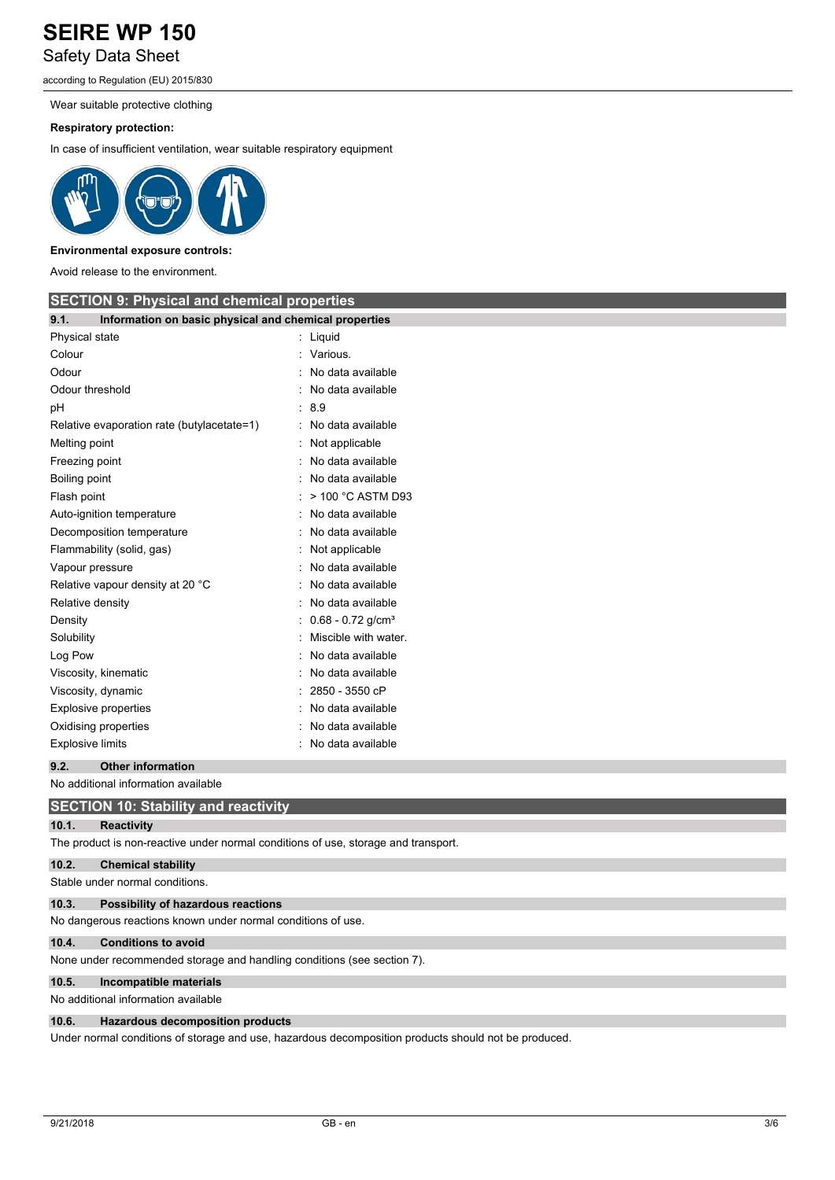Wear suitable protective clothing

**Respiratory protection:**

In case of insufficient ventilation, wear suitable respiratory equipment

**Environmental exposure controls:**

Avoid release to the environment.

## SECTION 9: Physical and chemical properties

### 9.1. Information on basic physical and chemical properties

| Property | Value |
|---|---|
| Physical state | Liquid |
| Colour | Various. |
| Odour | No data available |
| Odour threshold | No data available |
| pH | 8.9 |
| Relative evaporation rate (butylacetate=1) | No data available |
| Melting point | Not applicable |
| Freezing point | No data available |
| Boiling point | No data available |
| Flash point | > 100 °C ASTM D93 |
| Auto-ignition temperature | No data available |
| Decomposition temperature | No data available |
| Flammability (solid, gas) | Not applicable |
| Vapour pressure | No data available |
| Relative vapour density at 20 °C | No data available |
| Relative density | No data available |
| Density | 0.68 - 0.72 g/cm³ |
| Solubility | Miscible with water. |
| Log Pow | No data available |
| Viscosity, kinematic | No data available |
| Viscosity, dynamic | 2850 - 3550 cP |
| Explosive properties | No data available |
| Oxidising properties | No data available |
| Explosive limits | No data available |

### 9.2. Other information

No additional information available

## SECTION 10: Stability and reactivity

### 10.1. Reactivity

The product is non-reactive under normal conditions of use, storage and transport.

### 10.2. Chemical stability

Stable under normal conditions.

### 10.3. Possibility of hazardous reactions

No dangerous reactions known under normal conditions of use.

### 10.4. Conditions to avoid

None under recommended storage and handling conditions (see section 7).

### 10.5. Incompatible materials

No additional information available

### 10.6. Hazardous decomposition products

Under normal conditions of storage and use, hazardous decomposition products should not be produced.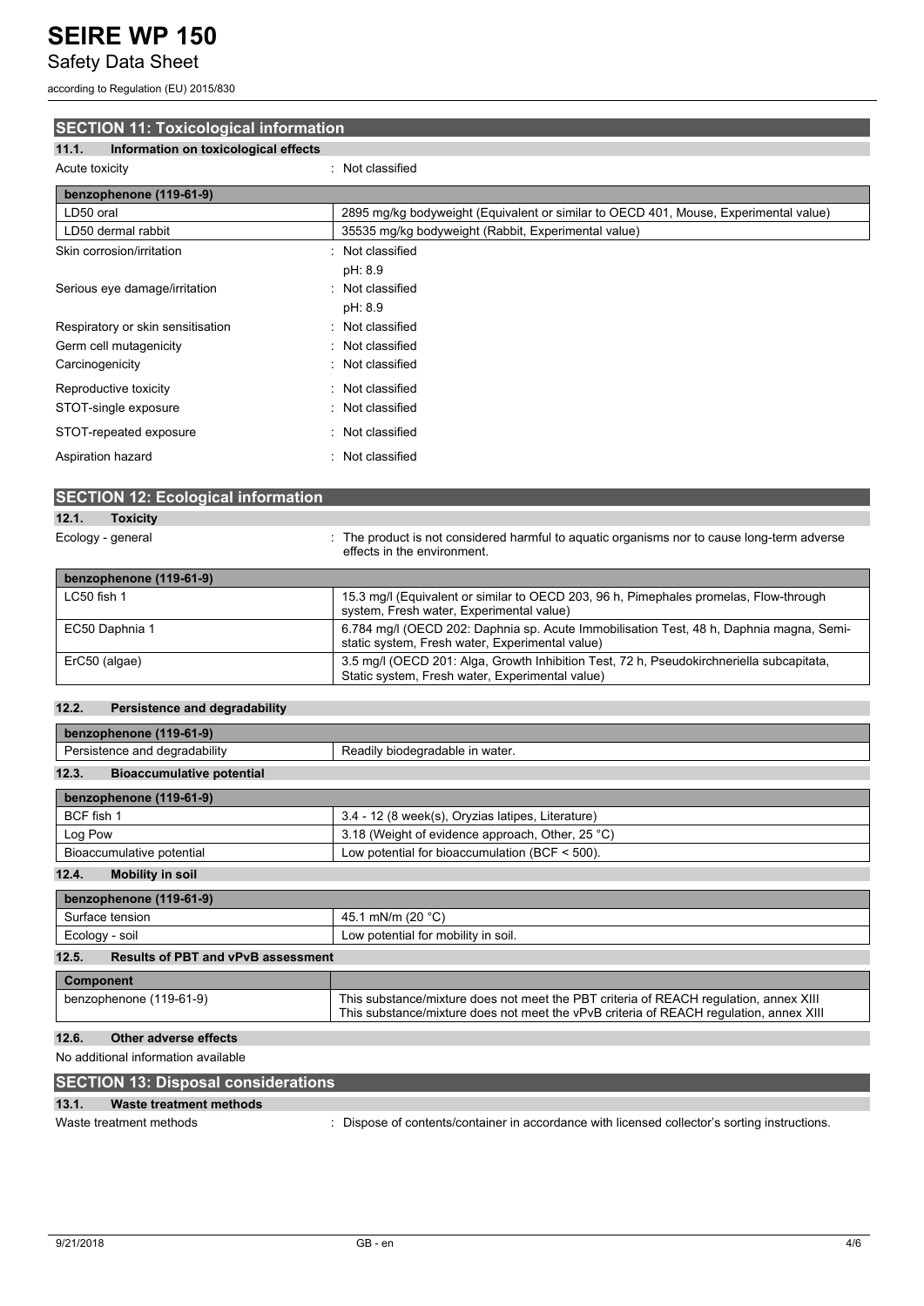## SECTION 11: Toxicological information

### 11.1. Information on toxicological effects

Acute toxicity : Not classified

| benzophenone (119-61-9) | |
|---|---|
| LD50 oral | 2895 mg/kg bodyweight (Equivalent or similar to OECD 401, Mouse, Experimental value) |
| LD50 dermal rabbit | 35535 mg/kg bodyweight (Rabbit, Experimental value) |

Skin corrosion/irritation : Not classified

pH: 8.9

Serious eye damage/irritation : Not classified

pH: 8.9

Respiratory or skin sensitisation : Not classified

Germ cell mutagenicity : Not classified

Carcinogenicity : Not classified

Reproductive toxicity : Not classified

STOT-single exposure : Not classified

STOT-repeated exposure : Not classified

Aspiration hazard : Not classified

## SECTION 12: Ecological information

### 12.1. Toxicity

Ecology - general : The product is not considered harmful to aquatic organisms nor to cause long-term adverse effects in the environment.

| benzophenone (119-61-9) | |
|---|---|
| LC50 fish 1 | 15.3 mg/l (Equivalent or similar to OECD 203, 96 h, Pimephales promelas, Flow-through system, Fresh water, Experimental value) |
| EC50 Daphnia 1 | 6.784 mg/l (OECD 202: Daphnia sp. Acute Immobilisation Test, 48 h, Daphnia magna, Semi-static system, Fresh water, Experimental value) |
| ErC50 (algae) | 3.5 mg/l (OECD 201: Alga, Growth Inhibition Test, 72 h, Pseudokirchneriella subcapitata, Static system, Fresh water, Experimental value) |

### 12.2. Persistence and degradability

| benzophenone (119-61-9) | |
|---|---|
| Persistence and degradability | Readily biodegradable in water. |

### 12.3. Bioaccumulative potential

| benzophenone (119-61-9) | |
|---|---|
| BCF fish 1 | 3.4 - 12 (8 week(s), Oryzias latipes, Literature) |
| Log Pow | 3.18 (Weight of evidence approach, Other, 25 °C) |
| Bioaccumulative potential | Low potential for bioaccumulation (BCF < 500). |

### 12.4. Mobility in soil

| benzophenone (119-61-9) | |
|---|---|
| Surface tension | 45.1 mN/m (20 °C) |
| Ecology - soil | Low potential for mobility in soil. |

### 12.5. Results of PBT and vPvB assessment

| Component | |
|---|---|
| benzophenone (119-61-9) | This substance/mixture does not meet the PBT criteria of REACH regulation, annex XIII<br>This substance/mixture does not meet the vPvB criteria of REACH regulation, annex XIII |

### 12.6. Other adverse effects

No additional information available

## SECTION 13: Disposal considerations

### 13.1. Waste treatment methods

Waste treatment methods : Dispose of contents/container in accordance with licensed collector's sorting instructions.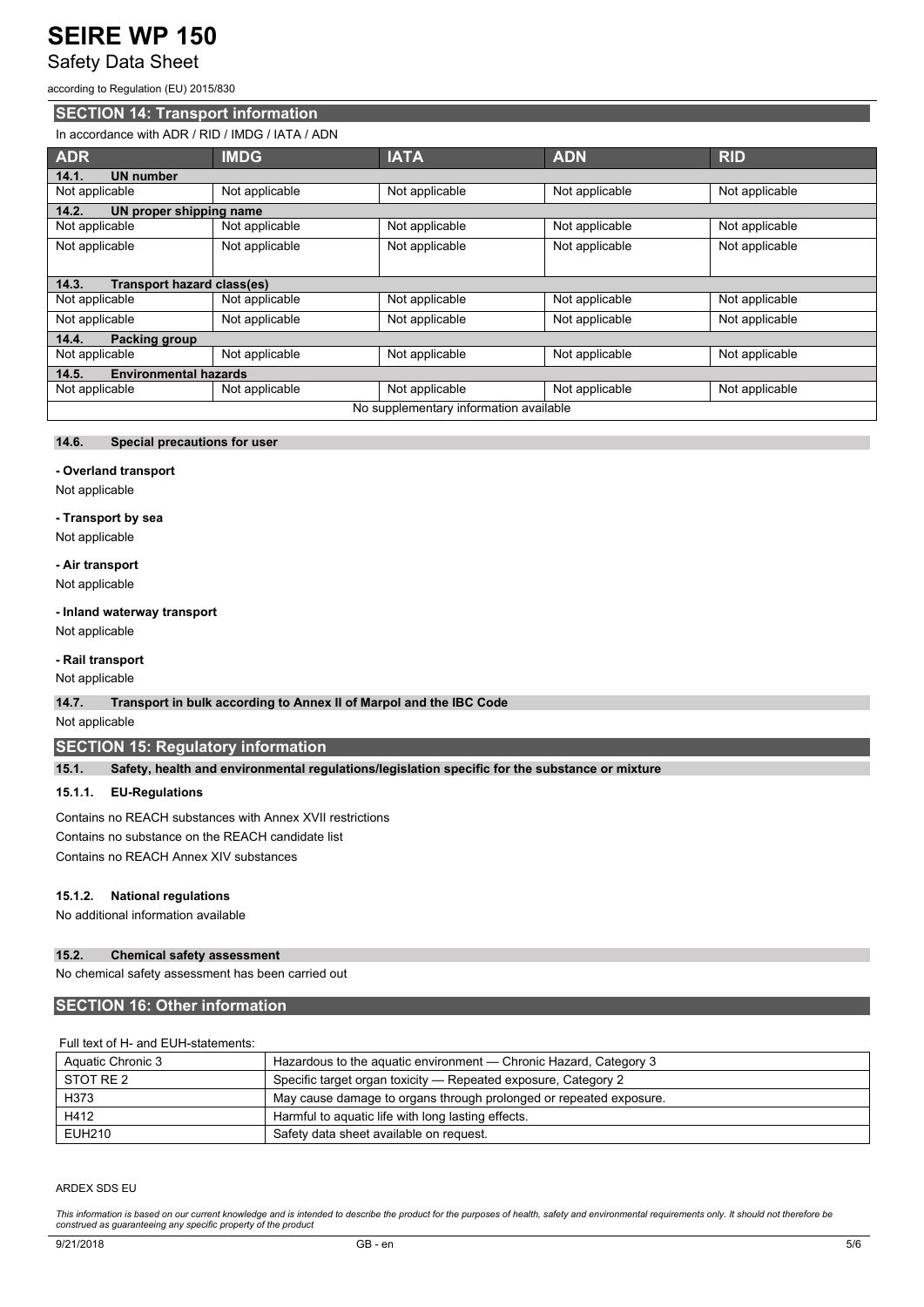## SECTION 14: Transport information

In accordance with ADR / RID / IMDG / IATA / ADN

| ADR | IMDG | IATA | ADN | RID |
|---|---|---|---|---|
| **14.1. UN number** | | | | |
| Not applicable | Not applicable | Not applicable | Not applicable | Not applicable |
| **14.2. UN proper shipping name** | | | | |
| Not applicable | Not applicable | Not applicable | Not applicable | Not applicable |
| Not applicable | Not applicable | Not applicable | Not applicable | Not applicable |
| **14.3. Transport hazard class(es)** | | | | |
| Not applicable | Not applicable | Not applicable | Not applicable | Not applicable |
| Not applicable | Not applicable | Not applicable | Not applicable | Not applicable |
| **14.4. Packing group** | | | | |
| Not applicable | Not applicable | Not applicable | Not applicable | Not applicable |
| **14.5. Environmental hazards** | | | | |
| Not applicable | Not applicable | Not applicable | Not applicable | Not applicable |
| No supplementary information available | | | | |

### 14.6. Special precautions for user

**- Overland transport**

Not applicable

**- Transport by sea**

Not applicable

**- Air transport**

Not applicable

**- Inland waterway transport**

Not applicable

**- Rail transport**

Not applicable

### 14.7. Transport in bulk according to Annex II of Marpol and the IBC Code

Not applicable

## SECTION 15: Regulatory information

### 15.1. Safety, health and environmental regulations/legislation specific for the substance or mixture

#### 15.1.1. EU-Regulations

Contains no REACH substances with Annex XVII restrictions

Contains no substance on the REACH candidate list

Contains no REACH Annex XIV substances

#### 15.1.2. National regulations

No additional information available

### 15.2. Chemical safety assessment

No chemical safety assessment has been carried out

## SECTION 16: Other information

Full text of H- and EUH-statements:

| | |
|---|---|
| Aquatic Chronic 3 | Hazardous to the aquatic environment — Chronic Hazard, Category 3 |
| STOT RE 2 | Specific target organ toxicity — Repeated exposure, Category 2 |
| H373 | May cause damage to organs through prolonged or repeated exposure. |
| H412 | Harmful to aquatic life with long lasting effects. |
| EUH210 | Safety data sheet available on request. |

ARDEX SDS EU

*This information is based on our current knowledge and is intended to describe the product for the purposes of health, safety and environmental requirements only. It should not therefore be construed as guaranteeing any specific property of the product*